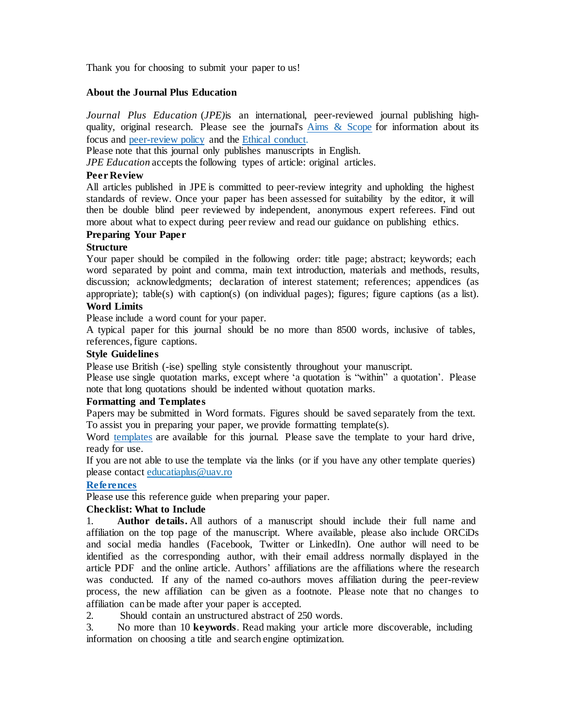Thank you for choosing to submit your paper to us!

## About the Journal Plus Education

*Journal Plus Education* (*JPE)*is an international, peer-reviewed journal publishing high-quality, original research. Please see the journal's [Aims & Scope](#) for information about its focus and [peer-review policy](#) and the [Ethical conduct.](#)

Please note that this journal only publishes manuscripts in English.

*JPE Education* accepts the following types of article: original articles.

### Peer Review

All articles published in JPE is committed to peer-review integrity and upholding the highest standards of review. Once your paper has been assessed for suitability by the editor, it will then be double blind peer reviewed by independent, anonymous expert referees. Find out more about what to expect during peer review and read our guidance on publishing ethics.

### Preparing Your Paper

#### Structure

Your paper should be compiled in the following order: title page; abstract; keywords; each word separated by point and comma, main text introduction, materials and methods, results, discussion; acknowledgments; declaration of interest statement; references; appendices (as appropriate); table(s) with caption(s) (on individual pages); figures; figure captions (as a list).

#### Word Limits

Please include a word count for your paper.

A typical paper for this journal should be no more than 8500 words, inclusive of tables, references, figure captions.

#### Style Guidelines

Please use British (-ise) spelling style consistently throughout your manuscript.

Please use single quotation marks, except where 'a quotation is "within" a quotation'. Please note that long quotations should be indented without quotation marks.

#### Formatting and Templates

Papers may be submitted in Word formats. Figures should be saved separately from the text. To assist you in preparing your paper, we provide formatting template(s).

Word [templates](#) are available for this journal. Please save the template to your hard drive, ready for use.

If you are not able to use the template via the links (or if you have any other template queries) please contact [educatiaplus@uav.ro](mailto:educatiaplus@uav.ro)

#### [References](#)

Please use this reference guide when preparing your paper.

#### Checklist: What to Include

1. **Author details.** All authors of a manuscript should include their full name and affiliation on the top page of the manuscript. Where available, please also include ORCiDs and social media handles (Facebook, Twitter or LinkedIn). One author will need to be identified as the corresponding author, with their email address normally displayed in the article PDF and the online article. Authors' affiliations are the affiliations where the research was conducted. If any of the named co-authors moves affiliation during the peer-review process, the new affiliation can be given as a footnote. Please note that no changes to affiliation can be made after your paper is accepted.
2. Should contain an unstructured abstract of 250 words.
3. No more than 10 **keywords**. Read making your article more discoverable, including information on choosing a title and search engine optimization.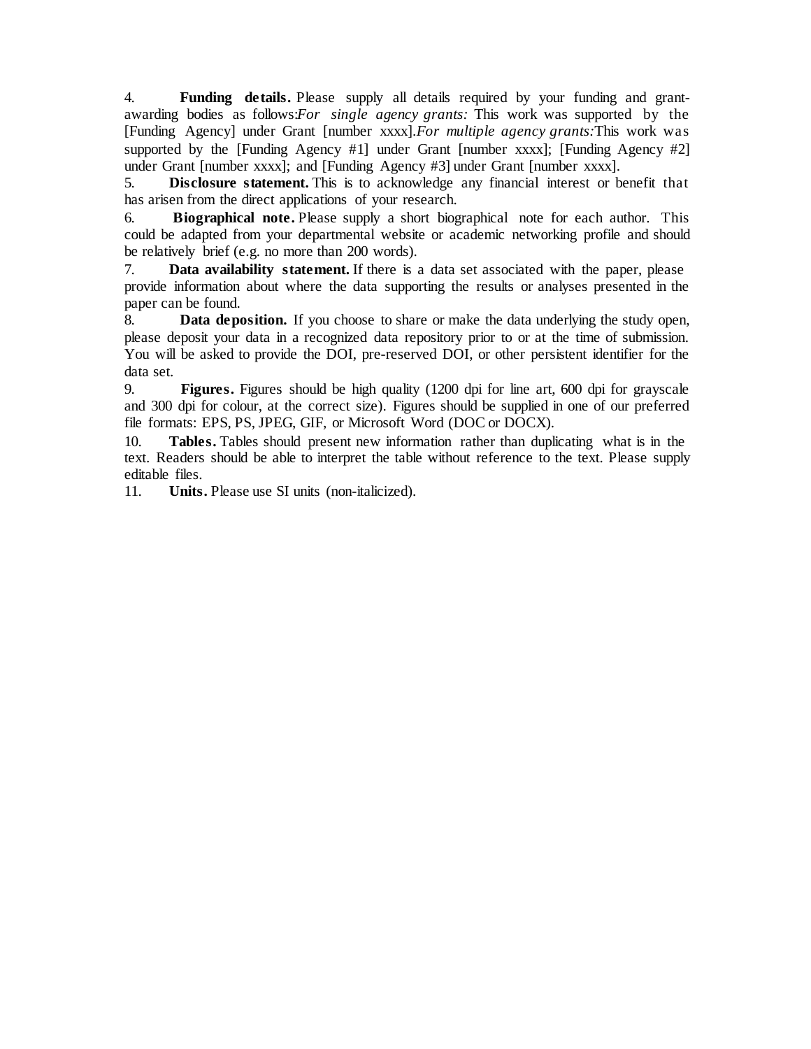4. **Funding details.** Please supply all details required by your funding and grant-awarding bodies as follows:*For single agency grants:* This work was supported by the [Funding Agency] under Grant [number xxxx].*For multiple agency grants:*This work was supported by the [Funding Agency #1] under Grant [number xxxx]; [Funding Agency #2] under Grant [number xxxx]; and [Funding Agency #3] under Grant [number xxxx].
5. **Disclosure statement.** This is to acknowledge any financial interest or benefit that has arisen from the direct applications of your research.
6. **Biographical note.** Please supply a short biographical note for each author. This could be adapted from your departmental website or academic networking profile and should be relatively brief (e.g. no more than 200 words).
7. **Data availability statement.** If there is a data set associated with the paper, please provide information about where the data supporting the results or analyses presented in the paper can be found.
8. **Data deposition.** If you choose to share or make the data underlying the study open, please deposit your data in a recognized data repository prior to or at the time of submission. You will be asked to provide the DOI, pre-reserved DOI, or other persistent identifier for the data set.
9. **Figures.** Figures should be high quality (1200 dpi for line art, 600 dpi for grayscale and 300 dpi for colour, at the correct size). Figures should be supplied in one of our preferred file formats: EPS, PS, JPEG, GIF, or Microsoft Word (DOC or DOCX).
10. **Tables.** Tables should present new information rather than duplicating what is in the text. Readers should be able to interpret the table without reference to the text. Please supply editable files.
11. **Units.** Please use SI units (non-italicized).